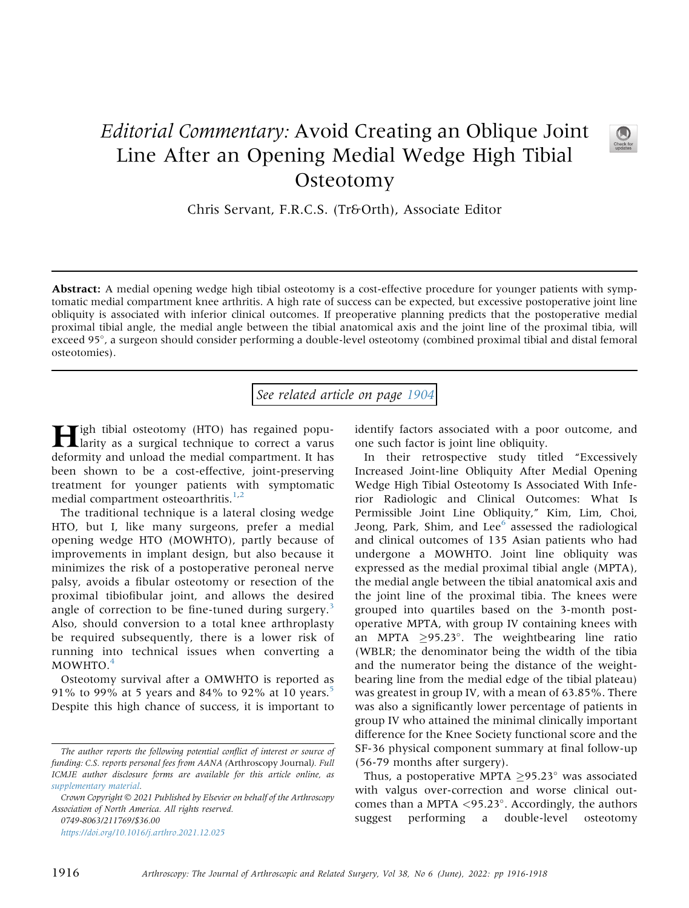# *Editorial Commentary:* Avoid Creating an Oblique Joint Line After an Opening Medial Wedge High Tibial Osteotomy

Chris Servant, F.R.C.S. (Tr&Orth), Associate Editor

**Abstract:** A medial opening wedge high tibial osteotomy is a cost-effective procedure for younger patients with symptomatic medial compartment knee arthritis. A high rate of success can be expected, but excessive postoperative joint line obliquity is associated with inferior clinical outcomes. If preoperative planning predicts that the postoperative medial proximal tibial angle, the medial angle between the tibial anatomical axis and the joint line of the proximal tibia, will exceed 95°, a surgeon should consider performing a double-level osteotomy (combined proximal tibial and distal femoral osteotomies).

*See related article on page 1904*

High tibial osteotomy (HTO) has regained popularity as a surgical technique to correct a varus deformity and unload the medial compartment. It has been shown to be a cost-effective, joint-preserving treatment for younger patients with symptomatic medial compartment osteoarthritis.[1,2]

The traditional technique is a lateral closing wedge HTO, but I, like many surgeons, prefer a medial opening wedge HTO (MOWHTO), partly because of improvements in implant design, but also because it minimizes the risk of a postoperative peroneal nerve palsy, avoids a fibular osteotomy or resection of the proximal tibiofibular joint, and allows the desired angle of correction to be fine-tuned during surgery.[3] Also, should conversion to a total knee arthroplasty be required subsequently, there is a lower risk of running into technical issues when converting a MOWHTO.[4]

Osteotomy survival after a OMWHTO is reported as 91% to 99% at 5 years and 84% to 92% at 10 years.[5] Despite this high chance of success, it is important to identify factors associated with a poor outcome, and one such factor is joint line obliquity.

In their retrospective study titled "Excessively Increased Joint-line Obliquity After Medial Opening Wedge High Tibial Osteotomy Is Associated With Inferior Radiologic and Clinical Outcomes: What Is Permissible Joint Line Obliquity," Kim, Lim, Choi, Jeong, Park, Shim, and Lee[6] assessed the radiological and clinical outcomes of 135 Asian patients who had undergone a MOWHTO. Joint line obliquity was expressed as the medial proximal tibial angle (MPTA), the medial angle between the tibial anatomical axis and the joint line of the proximal tibia. The knees were grouped into quartiles based on the 3-month postoperative MPTA, with group IV containing knees with an MPTA ≥95.23°. The weightbearing line ratio (WBLR; the denominator being the width of the tibia and the numerator being the distance of the weightbearing line from the medial edge of the tibial plateau) was greatest in group IV, with a mean of 63.85%. There was also a significantly lower percentage of patients in group IV who attained the minimal clinically important difference for the Knee Society functional score and the SF-36 physical component summary at final follow-up (56-79 months after surgery).

Thus, a postoperative MPTA ≥95.23° was associated with valgus over-correction and worse clinical outcomes than a MPTA <95.23°. Accordingly, the authors suggest performing a double-level osteotomy

*The author reports the following potential conflict of interest or source of funding: C.S. reports personal fees from AANA* (Arthroscopy Journal)*. Full ICMJE author disclosure forms are available for this article online, as supplementary material.*

*Crown Copyright © 2021 Published by Elsevier on behalf of the Arthroscopy Association of North America. All rights reserved.*

*0749-8063/211769/$36.00*

*https://doi.org/10.1016/j.arthro.2021.12.025*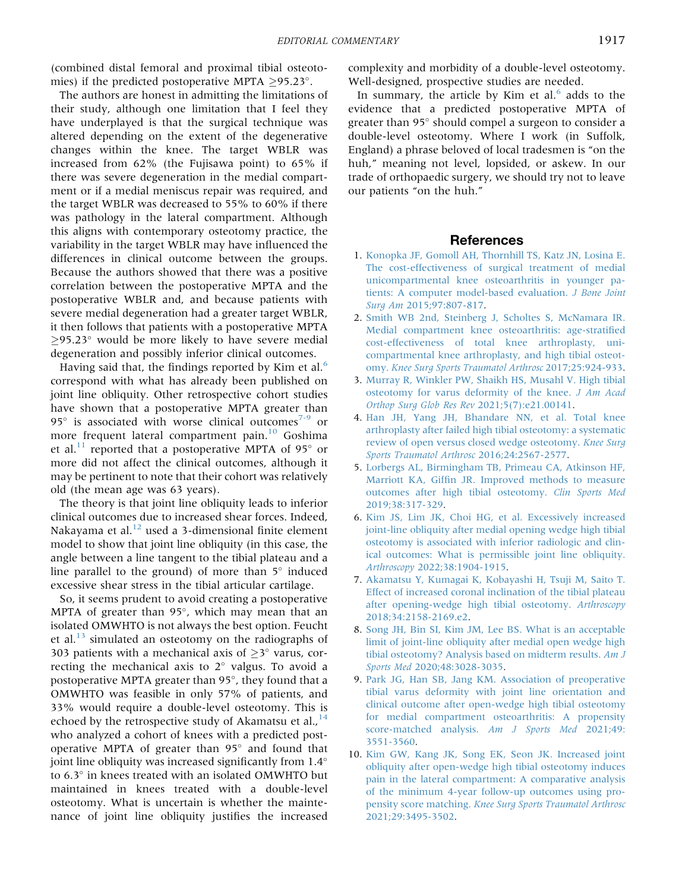(combined distal femoral and proximal tibial osteotomies) if the predicted postoperative MPTA $\geq$95.23°.

The authors are honest in admitting the limitations of their study, although one limitation that I feel they have underplayed is that the surgical technique was altered depending on the extent of the degenerative changes within the knee. The target WBLR was increased from 62% (the Fujisawa point) to 65% if there was severe degeneration in the medial compartment or if a medial meniscus repair was required, and the target WBLR was decreased to 55% to 60% if there was pathology in the lateral compartment. Although this aligns with contemporary osteotomy practice, the variability in the target WBLR may have influenced the differences in clinical outcome between the groups. Because the authors showed that there was a positive correlation between the postoperative MPTA and the postoperative WBLR and, and because patients with severe medial degeneration had a greater target WBLR, it then follows that patients with a postoperative MPTA $\geq$95.23° would be more likely to have severe medial degeneration and possibly inferior clinical outcomes.

Having said that, the findings reported by Kim et al.[6] correspond with what has already been published on joint line obliquity. Other retrospective cohort studies have shown that a postoperative MPTA greater than 95° is associated with worse clinical outcomes[7-9] or more frequent lateral compartment pain.[10] Goshima et al.[11] reported that a postoperative MPTA of 95° or more did not affect the clinical outcomes, although it may be pertinent to note that their cohort was relatively old (the mean age was 63 years).

The theory is that joint line obliquity leads to inferior clinical outcomes due to increased shear forces. Indeed, Nakayama et al.[12] used a 3-dimensional finite element model to show that joint line obliquity (in this case, the angle between a line tangent to the tibial plateau and a line parallel to the ground) of more than 5° induced excessive shear stress in the tibial articular cartilage.

So, it seems prudent to avoid creating a postoperative MPTA of greater than 95°, which may mean that an isolated OMWHTO is not always the best option. Feucht et al.[13] simulated an osteotomy on the radiographs of 303 patients with a mechanical axis of $\geq$3° varus, correcting the mechanical axis to 2° valgus. To avoid a postoperative MPTA greater than 95°, they found that a OMWHTO was feasible in only 57% of patients, and 33% would require a double-level osteotomy. This is echoed by the retrospective study of Akamatsu et al.,[14] who analyzed a cohort of knees with a predicted postoperative MPTA of greater than 95° and found that joint line obliquity was increased significantly from 1.4° to 6.3° in knees treated with an isolated OMWHTO but maintained in knees treated with a double-level osteotomy. What is uncertain is whether the maintenance of joint line obliquity justifies the increased complexity and morbidity of a double-level osteotomy. Well-designed, prospective studies are needed.

In summary, the article by Kim et al.[6] adds to the evidence that a predicted postoperative MPTA of greater than 95° should compel a surgeon to consider a double-level osteotomy. Where I work (in Suffolk, England) a phrase beloved of local tradesmen is "on the huh," meaning not level, lopsided, or askew. In our trade of orthopaedic surgery, we should try not to leave our patients "on the huh."

## References

1. Konopka JF, Gomoll AH, Thornhill TS, Katz JN, Losina E. The cost-effectiveness of surgical treatment of medial unicompartmental knee osteoarthritis in younger patients: A computer model-based evaluation. *J Bone Joint Surg Am* 2015;97:807-817.
2. Smith WB 2nd, Steinberg J, Scholtes S, McNamara IR. Medial compartment knee osteoarthritis: age-stratified cost-effectiveness of total knee arthroplasty, unicompartmental knee arthroplasty, and high tibial osteotomy. *Knee Surg Sports Traumatol Arthrosc* 2017;25:924-933.
3. Murray R, Winkler PW, Shaikh HS, Musahl V. High tibial osteotomy for varus deformity of the knee. *J Am Acad Orthop Surg Glob Res Rev* 2021;5(7):e21.00141.
4. Han JH, Yang JH, Bhandare NN, et al. Total knee arthroplasty after failed high tibial osteotomy: a systematic review of open versus closed wedge osteotomy. *Knee Surg Sports Traumatol Arthrosc* 2016;24:2567-2577.
5. Lorbergs AL, Birmingham TB, Primeau CA, Atkinson HF, Marriott KA, Giffin JR. Improved methods to measure outcomes after high tibial osteotomy. *Clin Sports Med* 2019;38:317-329.
6. Kim JS, Lim JK, Choi HG, et al. Excessively increased joint-line obliquity after medial opening wedge high tibial osteotomy is associated with inferior radiologic and clinical outcomes: What is permissible joint line obliquity. *Arthroscopy* 2022;38:1904-1915.
7. Akamatsu Y, Kumagai K, Kobayashi H, Tsuji M, Saito T. Effect of increased coronal inclination of the tibial plateau after opening-wedge high tibial osteotomy. *Arthroscopy* 2018;34:2158-2169.e2.
8. Song JH, Bin SI, Kim JM, Lee BS. What is an acceptable limit of joint-line obliquity after medial open wedge high tibial osteotomy? Analysis based on midterm results. *Am J Sports Med* 2020;48:3028-3035.
9. Park JG, Han SB, Jang KM. Association of preoperative tibial varus deformity with joint line orientation and clinical outcome after open-wedge high tibial osteotomy for medial compartment osteoarthritis: A propensity score-matched analysis. *Am J Sports Med* 2021;49:3551-3560.
10. Kim GW, Kang JK, Song EK, Seon JK. Increased joint obliquity after open-wedge high tibial osteotomy induces pain in the lateral compartment: A comparative analysis of the minimum 4-year follow-up outcomes using propensity score matching. *Knee Surg Sports Traumatol Arthrosc* 2021;29:3495-3502.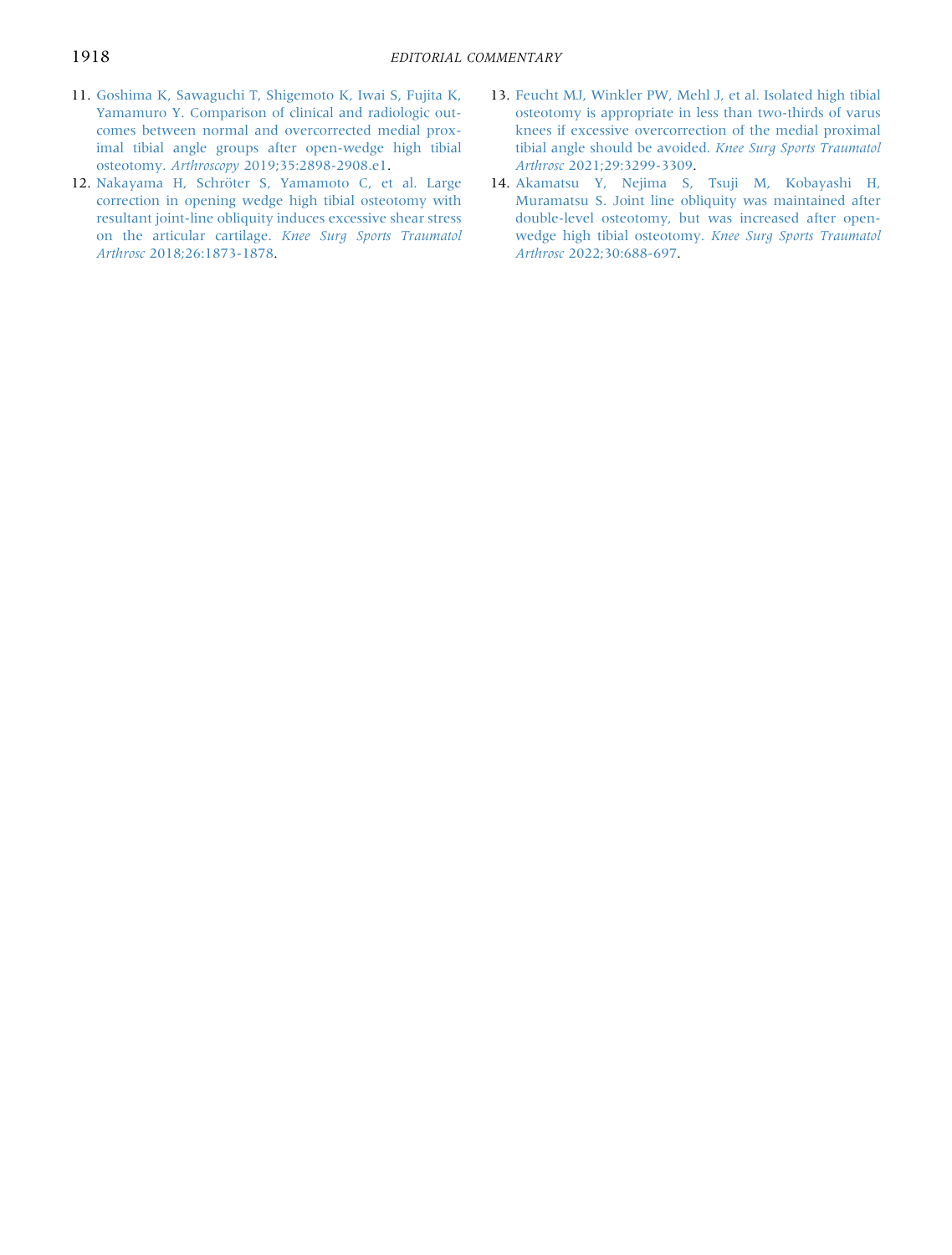11. Goshima K, Sawaguchi T, Shigemoto K, Iwai S, Fujita K, Yamamuro Y. Comparison of clinical and radiologic outcomes between normal and overcorrected medial proximal tibial angle groups after open-wedge high tibial osteotomy. *Arthroscopy* 2019;35:2898-2908.e1.
12. Nakayama H, Schröter S, Yamamoto C, et al. Large correction in opening wedge high tibial osteotomy with resultant joint-line obliquity induces excessive shear stress on the articular cartilage. *Knee Surg Sports Traumatol Arthrosc* 2018;26:1873-1878.
13. Feucht MJ, Winkler PW, Mehl J, et al. Isolated high tibial osteotomy is appropriate in less than two-thirds of varus knees if excessive overcorrection of the medial proximal tibial angle should be avoided. *Knee Surg Sports Traumatol Arthrosc* 2021;29:3299-3309.
14. Akamatsu Y, Nejima S, Tsuji M, Kobayashi H, Muramatsu S. Joint line obliquity was maintained after double-level osteotomy, but was increased after open-wedge high tibial osteotomy. *Knee Surg Sports Traumatol Arthrosc* 2022;30:688-697.